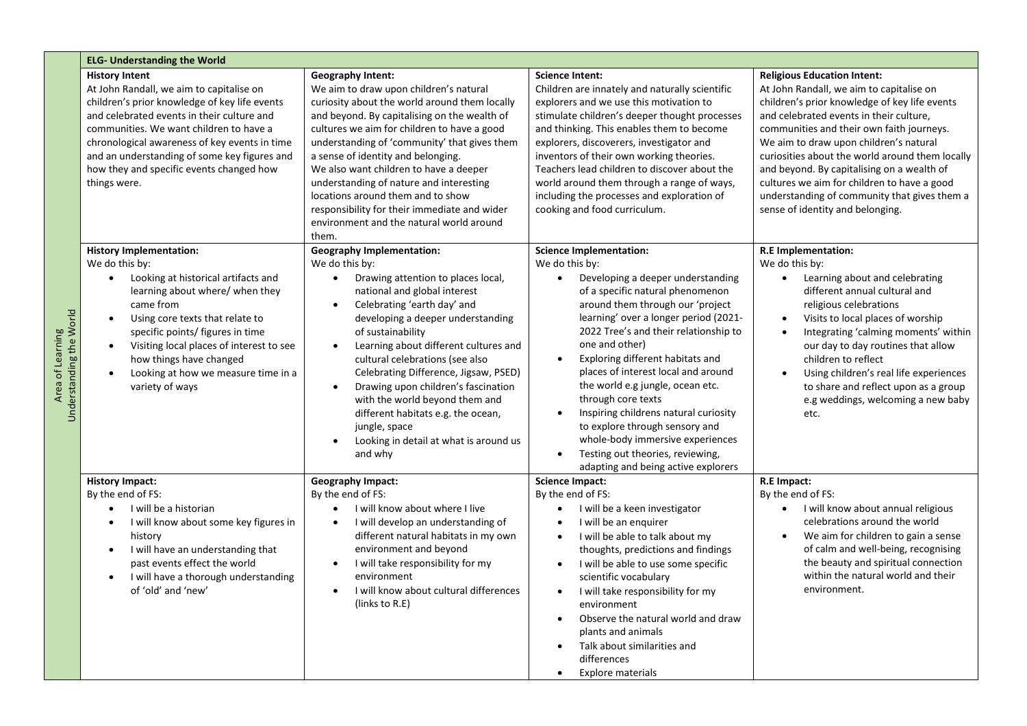| Area of Learning Understanding the World | ELG- Understanding the World | | | |
|---|---|---|---|---|
| | **History Intent**<br>At John Randall, we aim to capitalise on children's prior knowledge of key life events and celebrated events in their culture and communities. We want children to have a chronological awareness of key events in time and an understanding of some key figures and how they and specific events changed how things were. | **Geography Intent:**<br>We aim to draw upon children's natural curiosity about the world around them locally and beyond. By capitalising on the wealth of cultures we aim for children to have a good understanding of 'community' that gives them a sense of identity and belonging.<br>We also want children to have a deeper understanding of nature and interesting locations around them and to show responsibility for their immediate and wider environment and the natural world around them. | **Science Intent:**<br>Children are innately and naturally scientific explorers and we use this motivation to stimulate children's deeper thought processes and thinking. This enables them to become explorers, discoverers, investigator and inventors of their own working theories. Teachers lead children to discover about the world around them through a range of ways, including the processes and exploration of cooking and food curriculum. | **Religious Education Intent:**<br>At John Randall, we aim to capitalise on children's prior knowledge of key life events and celebrated events in their culture, communities and their own faith journeys. We aim to draw upon children's natural curiosities about the world around them locally and beyond. By capitalising on a wealth of cultures we aim for children to have a good understanding of community that gives them a sense of identity and belonging. |
| | **History Implementation:**<br>We do this by:<br>• Looking at historical artifacts and learning about where/ when they came from<br>• Using core texts that relate to specific points/ figures in time<br>• Visiting local places of interest to see how things have changed<br>• Looking at how we measure time in a variety of ways | **Geography Implementation:**<br>We do this by:<br>• Drawing attention to places local, national and global interest<br>• Celebrating 'earth day' and developing a deeper understanding of sustainability<br>• Learning about different cultures and cultural celebrations (see also Celebrating Difference, Jigsaw, PSED)<br>• Drawing upon children's fascination with the world beyond them and different habitats e.g. the ocean, jungle, space<br>• Looking in detail at what is around us and why | **Science Implementation:**<br>We do this by:<br>• Developing a deeper understanding of a specific natural phenomenon around them through our 'project learning' over a longer period (2021-2022 Tree's and their relationship to one and other)<br>• Exploring different habitats and places of interest local and around the world e.g jungle, ocean etc. through core texts<br>• Inspiring childrens natural curiosity to explore through sensory and whole-body immersive experiences<br>• Testing out theories, reviewing, adapting and being active explorers | **R.E Implementation:**<br>We do this by:<br>• Learning about and celebrating different annual cultural and religious celebrations<br>• Visits to local places of worship<br>• Integrating 'calming moments' within our day to day routines that allow children to reflect<br>• Using children's real life experiences to share and reflect upon as a group e.g weddings, welcoming a new baby etc. |
| | **History Impact:**<br>By the end of FS:<br>• I will be a historian<br>• I will know about some key figures in history<br>• I will have an understanding that past events effect the world<br>• I will have a thorough understanding of 'old' and 'new' | **Geography Impact:**<br>By the end of FS:<br>• I will know about where I live<br>• I will develop an understanding of different natural habitats in my own environment and beyond<br>• I will take responsibility for my environment<br>• I will know about cultural differences (links to R.E) | **Science Impact:**<br>By the end of FS:<br>• I will be a keen investigator<br>• I will be an enquirer<br>• I will be able to talk about my thoughts, predictions and findings<br>• I will be able to use some specific scientific vocabulary<br>• I will take responsibility for my environment<br>• Observe the natural world and draw plants and animals<br>• Talk about similarities and differences<br>• Explore materials | **R.E Impact:**<br>By the end of FS:<br>• I will know about annual religious celebrations around the world<br>• We aim for children to gain a sense of calm and well-being, recognising the beauty and spiritual connection within the natural world and their environment. |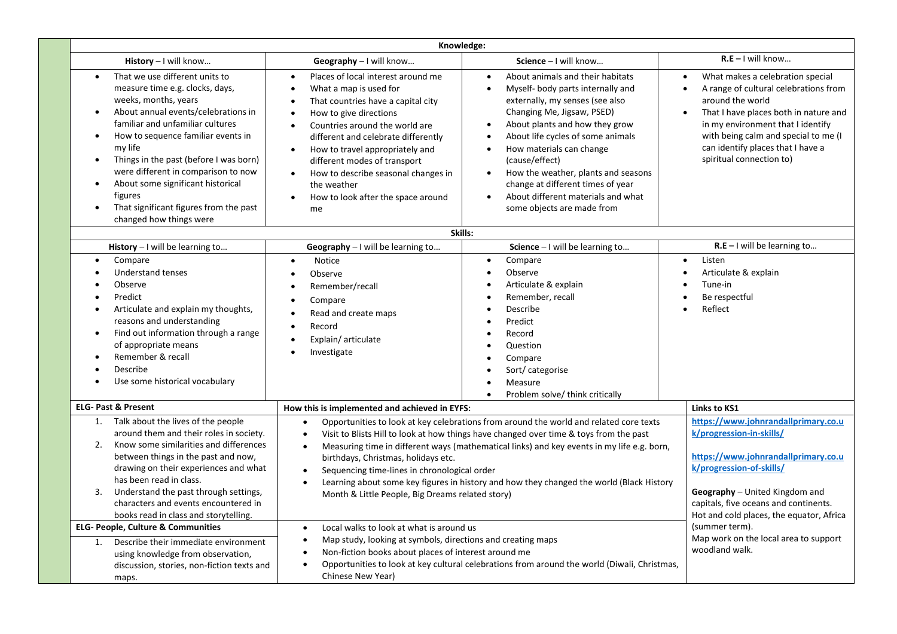## Knowledge:

| History – I will know… | Geography – I will know… | Science – I will know… | R.E – I will know… |
|---|---|---|---|
| • That we use different units to measure time e.g. clocks, days, weeks, months, years<br>• About annual events/celebrations in familiar and unfamiliar cultures<br>• How to sequence familiar events in my life<br>• Things in the past (before I was born) were different in comparison to now<br>• About some significant historical figures<br>• That significant figures from the past changed how things were | • Places of local interest around me<br>• What a map is used for<br>• That countries have a capital city<br>• How to give directions<br>• Countries around the world are different and celebrate differently<br>• How to travel appropriately and different modes of transport<br>• How to describe seasonal changes in the weather<br>• How to look after the space around me | • About animals and their habitats<br>• Myself- body parts internally and externally, my senses (see also Changing Me, Jigsaw, PSED)<br>• About plants and how they grow<br>• About life cycles of some animals<br>• How materials can change (cause/effect)<br>• How the weather, plants and seasons change at different times of year<br>• About different materials and what some objects are made from | • What makes a celebration special<br>• A range of cultural celebrations from around the world<br>• That I have places both in nature and in my environment that I identify with being calm and special to me (I can identify places that I have a spiritual connection to) |

## Skills:

| History – I will be learning to… | Geography – I will be learning to… | Science – I will be learning to… | R.E – I will be learning to… |
|---|---|---|---|
| • Compare<br>• Understand tenses<br>• Observe<br>• Predict<br>• Articulate and explain my thoughts, reasons and understanding<br>• Find out information through a range of appropriate means<br>• Remember & recall<br>• Describe<br>• Use some historical vocabulary | • Notice<br>• Observe<br>• Remember/recall<br>• Compare<br>• Read and create maps<br>• Record<br>• Explain/ articulate<br>• Investigate | • Compare<br>• Observe<br>• Articulate & explain<br>• Remember, recall<br>• Describe<br>• Predict<br>• Record<br>• Question<br>• Compare<br>• Sort/ categorise<br>• Measure<br>• Problem solve/ think critically | • Listen<br>• Articulate & explain<br>• Tune-in<br>• Be respectful<br>• Reflect |

| ELG- Past & Present | How this is implemented and achieved in EYFS: | Links to KS1 |
|---|---|---|
| 1. Talk about the lives of the people around them and their roles in society.<br>2. Know some similarities and differences between things in the past and now, drawing on their experiences and what has been read in class.<br>3. Understand the past through settings, characters and events encountered in books read in class and storytelling. | • Opportunities to look at key celebrations from around the world and related core texts<br>• Visit to Blists Hill to look at how things have changed over time & toys from the past<br>• Measuring time in different ways (mathematical links) and key events in my life e.g. born, birthdays, Christmas, holidays etc.<br>• Sequencing time-lines in chronological order<br>• Learning about some key figures in history and how they changed the world (Black History Month & Little People, Big Dreams related story) | https://www.johnrandallprimary.co.uk/progression-in-skills/<br><br>https://www.johnrandallprimary.co.uk/progression-of-skills/<br><br>**Geography** – United Kingdom and capitals, five oceans and continents. Hot and cold places, the equator, Africa (summer term).<br>Map work on the local area to support woodland walk. |
| **ELG- People, Culture & Communities** | | |
| 1. Describe their immediate environment using knowledge from observation, discussion, stories, non-fiction texts and maps. | • Local walks to look at what is around us<br>• Map study, looking at symbols, directions and creating maps<br>• Non-fiction books about places of interest around me<br>• Opportunities to look at key cultural celebrations from around the world (Diwali, Christmas, Chinese New Year) | |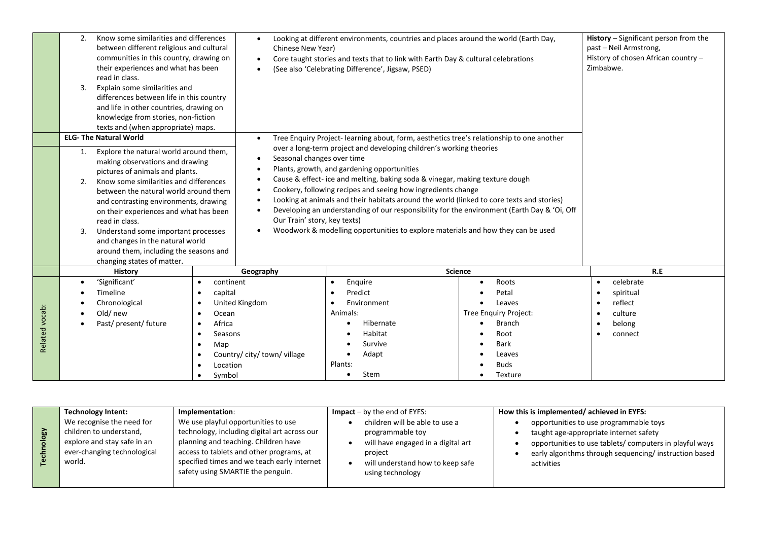| | | | |
|---|---|---|---|
| | 2. Know some similarities and differences between different religious and cultural communities in this country, drawing on their experiences and what has been read in class.<br>3. Explain some similarities and differences between life in this country and life in other countries, drawing on knowledge from stories, non-fiction texts and (when appropriate) maps. | • Looking at different environments, countries and places around the world (Earth Day, Chinese New Year)<br>• Core taught stories and texts that to link with Earth Day & cultural celebrations<br>• (See also 'Celebrating Difference', Jigsaw, PSED) | **History** – Significant person from the past – Neil Armstrong,<br>History of chosen African country – Zimbabwe. |
| | **ELG- The Natural World**<br>1. Explore the natural world around them, making observations and drawing pictures of animals and plants.<br>2. Know some similarities and differences between the natural world around them and contrasting environments, drawing on their experiences and what has been read in class.<br>3. Understand some important processes and changes in the natural world around them, including the seasons and changing states of matter. | • Tree Enquiry Project- learning about, form, aesthetics tree's relationship to one another over a long-term project and developing children's working theories<br>• Seasonal changes over time<br>• Plants, growth, and gardening opportunities<br>• Cause & effect- ice and melting, baking soda & vinegar, making texture dough<br>• Cookery, following recipes and seeing how ingredients change<br>• Looking at animals and their habitats around the world (linked to core texts and stories)<br>• Developing an understanding of our responsibility for the environment (Earth Day & 'Oi, Off Our Train' story, key texts)<br>• Woodwork & modelling opportunities to explore materials and how they can be used | |

| | History | Geography | Science | | R.E |
|---|---|---|---|---|---|
| Related vocab: | • 'Significant'<br>• Timeline<br>• Chronological<br>• Old/ new<br>• Past/ present/ future | • continent<br>• capital<br>• United Kingdom<br>• Ocean<br>• Africa<br>• Seasons<br>• Map<br>• Country/ city/ town/ village<br>• Location<br>• Symbol | • Enquire<br>• Predict<br>• Environment<br>Animals:<br>• Hibernate<br>• Habitat<br>• Survive<br>• Adapt<br>Plants:<br>• Stem | • Roots<br>• Petal<br>• Leaves<br>Tree Enquiry Project:<br>• Branch<br>• Root<br>• Bark<br>• Leaves<br>• Buds<br>• Texture | • celebrate<br>• spiritual<br>• reflect<br>• culture<br>• belong<br>• connect |

| | | | | |
|---|---|---|---|---|
| **Technology** | **Technology Intent:**<br>We recognise the need for children to understand, explore and stay safe in an ever-changing technological world. | **Implementation**:<br>We use playful opportunities to use technology, including digital art across our planning and teaching. Children have access to tablets and other programs, at specified times and we teach early internet safety using SMARTIE the penguin. | **Impact** – by the end of EYFS:<br>• children will be able to use a programmable toy<br>• will have engaged in a digital art project<br>• will understand how to keep safe using technology | **How this is implemented/ achieved in EYFS:**<br>• opportunities to use programmable toys<br>• taught age-appropriate internet safety<br>• opportunities to use tablets/ computers in playful ways<br>• early algorithms through sequencing/ instruction based activities |